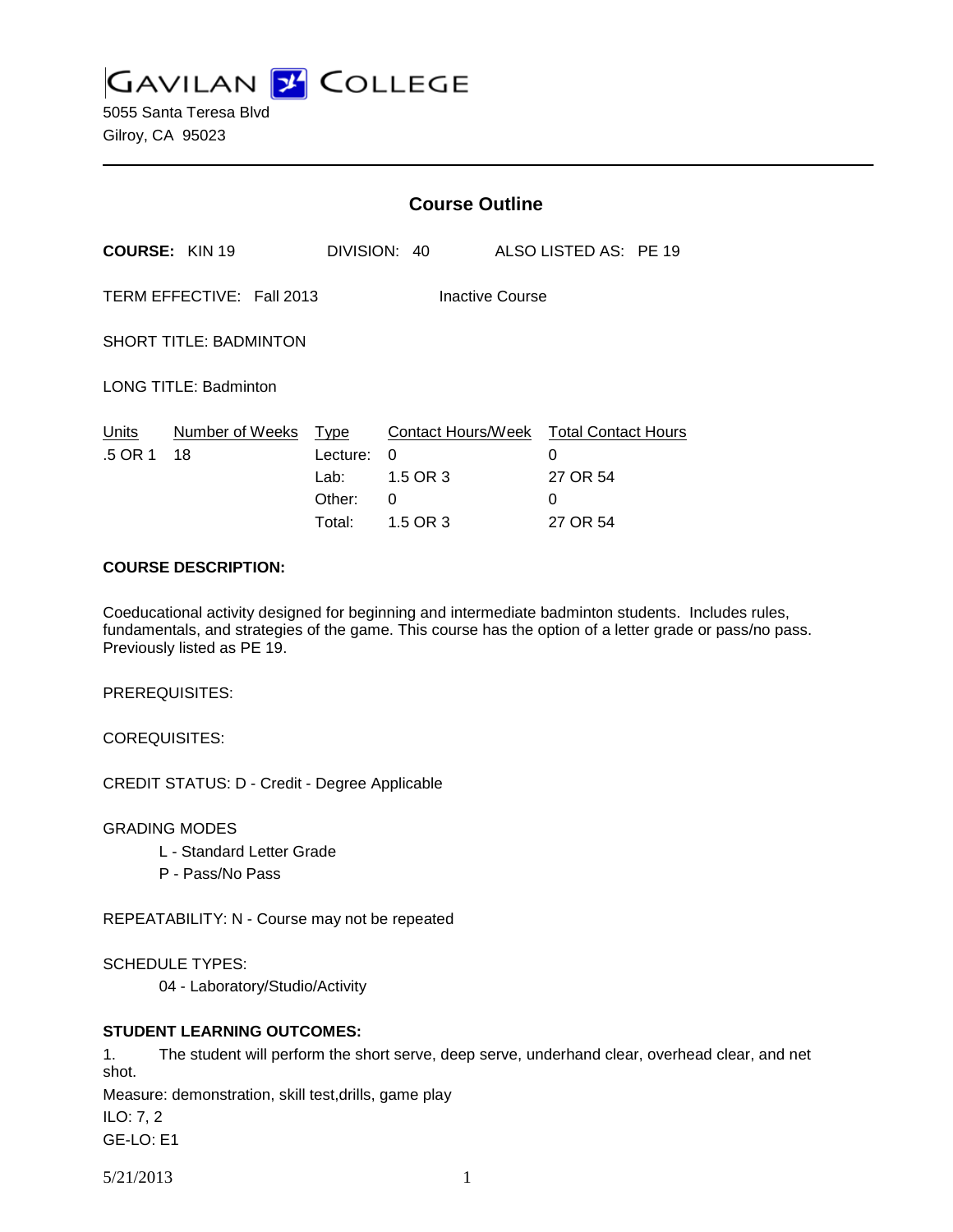# GAVILAN COLLEGE

5055 Santa Teresa Blvd
Gilroy, CA 95023

---

## Course Outline

**COURSE:** KIN 19 DIVISION: 40 ALSO LISTED AS: PE 19

TERM EFFECTIVE: Fall 2013 Inactive Course

SHORT TITLE: BADMINTON

LONG TITLE: Badminton

| Units | Number of Weeks | Type | Contact Hours/Week | Total Contact Hours |
|---|---|---|---|---|
| .5 OR 1 | 18 | Lecture: | 0 | 0 |
| | | Lab: | 1.5 OR 3 | 27 OR 54 |
| | | Other: | 0 | 0 |
| | | Total: | 1.5 OR 3 | 27 OR 54 |

**COURSE DESCRIPTION:**

Coeducational activity designed for beginning and intermediate badminton students. Includes rules, fundamentals, and strategies of the game. This course has the option of a letter grade or pass/no pass. Previously listed as PE 19.

PREREQUISITES:

COREQUISITES:

CREDIT STATUS: D - Credit - Degree Applicable

GRADING MODES

L - Standard Letter Grade
P - Pass/No Pass

REPEATABILITY: N - Course may not be repeated

SCHEDULE TYPES:

04 - Laboratory/Studio/Activity

**STUDENT LEARNING OUTCOMES:**

1. The student will perform the short serve, deep serve, underhand clear, overhead clear, and net shot.

Measure: demonstration, skill test,drills, game play
ILO: 7, 2
GE-LO: E1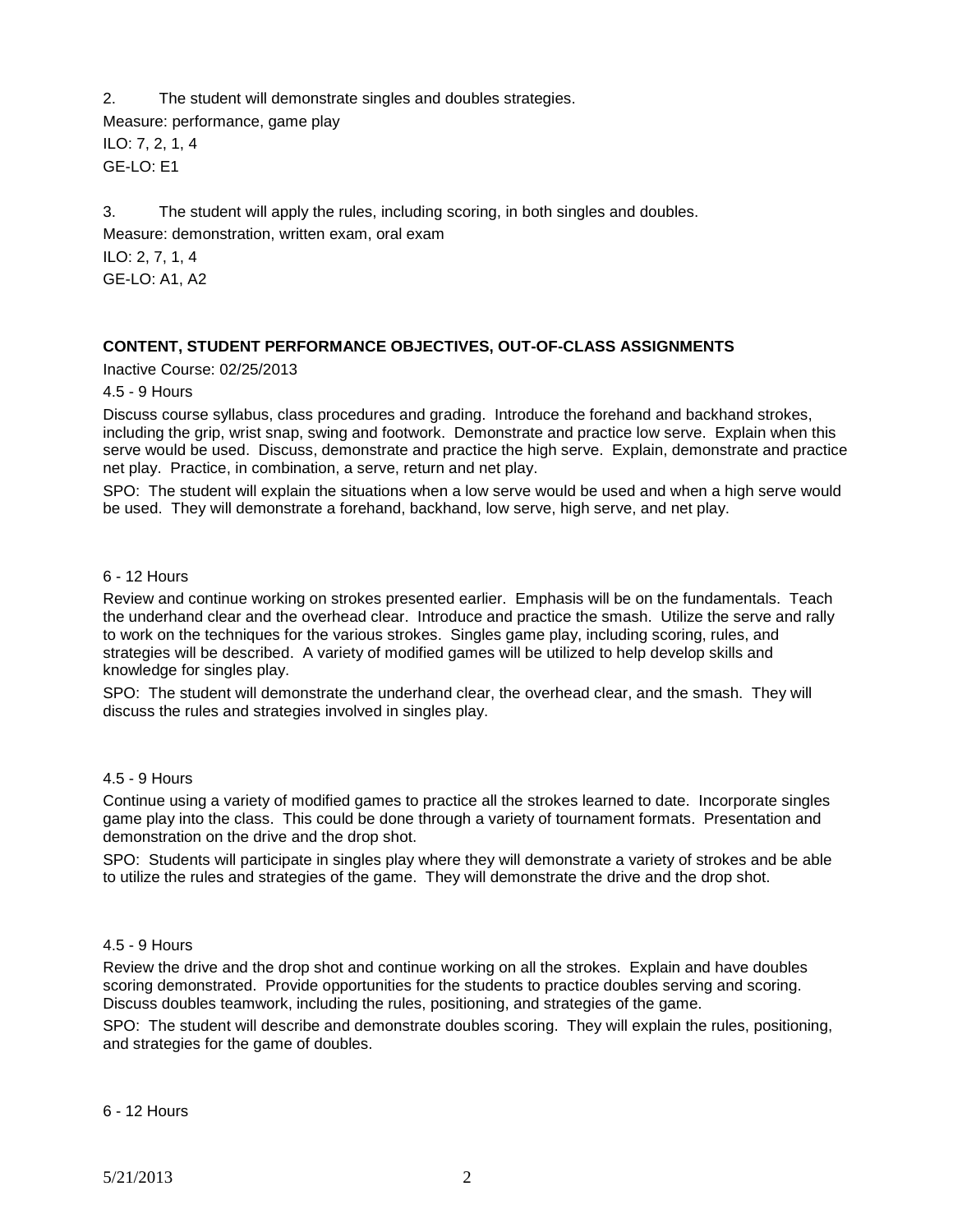2. The student will demonstrate singles and doubles strategies.

Measure: performance, game play

ILO: 7, 2, 1, 4

GE-LO: E1

3. The student will apply the rules, including scoring, in both singles and doubles.

Measure: demonstration, written exam, oral exam

ILO: 2, 7, 1, 4

GE-LO: A1, A2

## CONTENT, STUDENT PERFORMANCE OBJECTIVES, OUT-OF-CLASS ASSIGNMENTS

Inactive Course: 02/25/2013

4.5 - 9 Hours

Discuss course syllabus, class procedures and grading. Introduce the forehand and backhand strokes, including the grip, wrist snap, swing and footwork. Demonstrate and practice low serve. Explain when this serve would be used. Discuss, demonstrate and practice the high serve. Explain, demonstrate and practice net play. Practice, in combination, a serve, return and net play.

SPO: The student will explain the situations when a low serve would be used and when a high serve would be used. They will demonstrate a forehand, backhand, low serve, high serve, and net play.

6 - 12 Hours

Review and continue working on strokes presented earlier. Emphasis will be on the fundamentals. Teach the underhand clear and the overhead clear. Introduce and practice the smash. Utilize the serve and rally to work on the techniques for the various strokes. Singles game play, including scoring, rules, and strategies will be described. A variety of modified games will be utilized to help develop skills and knowledge for singles play.

SPO: The student will demonstrate the underhand clear, the overhead clear, and the smash. They will discuss the rules and strategies involved in singles play.

4.5 - 9 Hours

Continue using a variety of modified games to practice all the strokes learned to date. Incorporate singles game play into the class. This could be done through a variety of tournament formats. Presentation and demonstration on the drive and the drop shot.

SPO: Students will participate in singles play where they will demonstrate a variety of strokes and be able to utilize the rules and strategies of the game. They will demonstrate the drive and the drop shot.

4.5 - 9 Hours

Review the drive and the drop shot and continue working on all the strokes. Explain and have doubles scoring demonstrated. Provide opportunities for the students to practice doubles serving and scoring. Discuss doubles teamwork, including the rules, positioning, and strategies of the game.

SPO: The student will describe and demonstrate doubles scoring. They will explain the rules, positioning, and strategies for the game of doubles.

6 - 12 Hours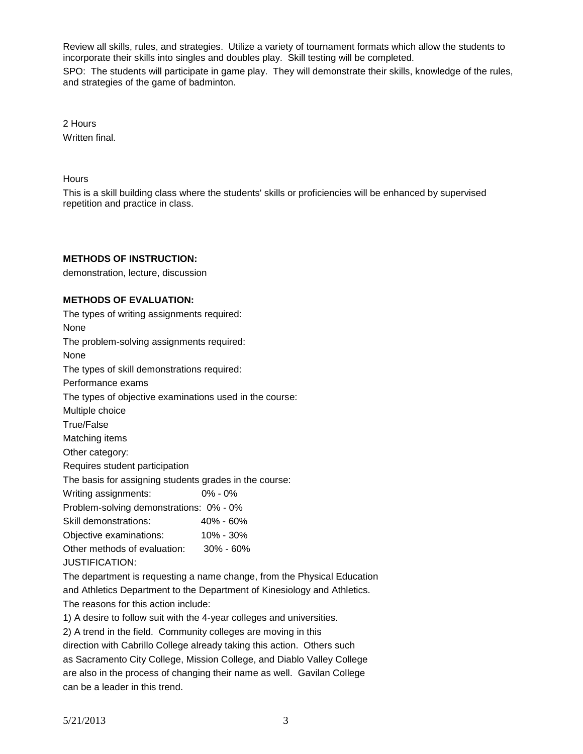Review all skills, rules, and strategies. Utilize a variety of tournament formats which allow the students to incorporate their skills into singles and doubles play. Skill testing will be completed.

SPO: The students will participate in game play. They will demonstrate their skills, knowledge of the rules, and strategies of the game of badminton.

2 Hours

Written final.

Hours

This is a skill building class where the students' skills or proficiencies will be enhanced by supervised repetition and practice in class.

**METHODS OF INSTRUCTION:**

demonstration, lecture, discussion

**METHODS OF EVALUATION:**

The types of writing assignments required:

None

The problem-solving assignments required:

None

The types of skill demonstrations required:

Performance exams

The types of objective examinations used in the course:

Multiple choice

True/False

Matching items

Other category:

Requires student participation

The basis for assigning students grades in the course:

Writing assignments: 0% - 0%

Problem-solving demonstrations: 0% - 0%

Skill demonstrations: 40% - 60%

Objective examinations: 10% - 30%

Other methods of evaluation: 30% - 60%

JUSTIFICATION:

The department is requesting a name change, from the Physical Education and Athletics Department to the Department of Kinesiology and Athletics.

The reasons for this action include:

1) A desire to follow suit with the 4-year colleges and universities.

2) A trend in the field. Community colleges are moving in this direction with Cabrillo College already taking this action. Others such as Sacramento City College, Mission College, and Diablo Valley College are also in the process of changing their name as well. Gavilan College can be a leader in this trend.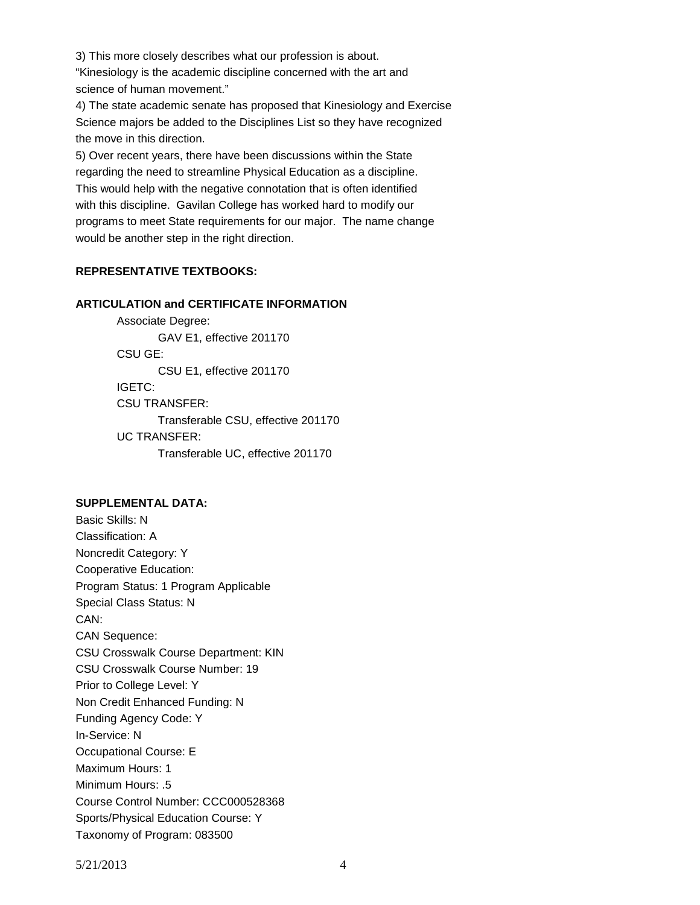3) This more closely describes what our profession is about. "Kinesiology is the academic discipline concerned with the art and science of human movement."

4) The state academic senate has proposed that Kinesiology and Exercise Science majors be added to the Disciplines List so they have recognized the move in this direction.

5) Over recent years, there have been discussions within the State regarding the need to streamline Physical Education as a discipline. This would help with the negative connotation that is often identified with this discipline. Gavilan College has worked hard to modify our programs to meet State requirements for our major. The name change would be another step in the right direction.

**REPRESENTATIVE TEXTBOOKS:**

**ARTICULATION and CERTIFICATE INFORMATION**

Associate Degree:
GAV E1, effective 201170

CSU GE:
CSU E1, effective 201170

IGETC:

CSU TRANSFER:
Transferable CSU, effective 201170

UC TRANSFER:
Transferable UC, effective 201170

**SUPPLEMENTAL DATA:**

Basic Skills: N
Classification: A
Noncredit Category: Y
Cooperative Education:
Program Status: 1 Program Applicable
Special Class Status: N
CAN:
CAN Sequence:
CSU Crosswalk Course Department: KIN
CSU Crosswalk Course Number: 19
Prior to College Level: Y
Non Credit Enhanced Funding: N
Funding Agency Code: Y
In-Service: N
Occupational Course: E
Maximum Hours: 1
Minimum Hours: .5
Course Control Number: CCC000528368
Sports/Physical Education Course: Y
Taxonomy of Program: 083500